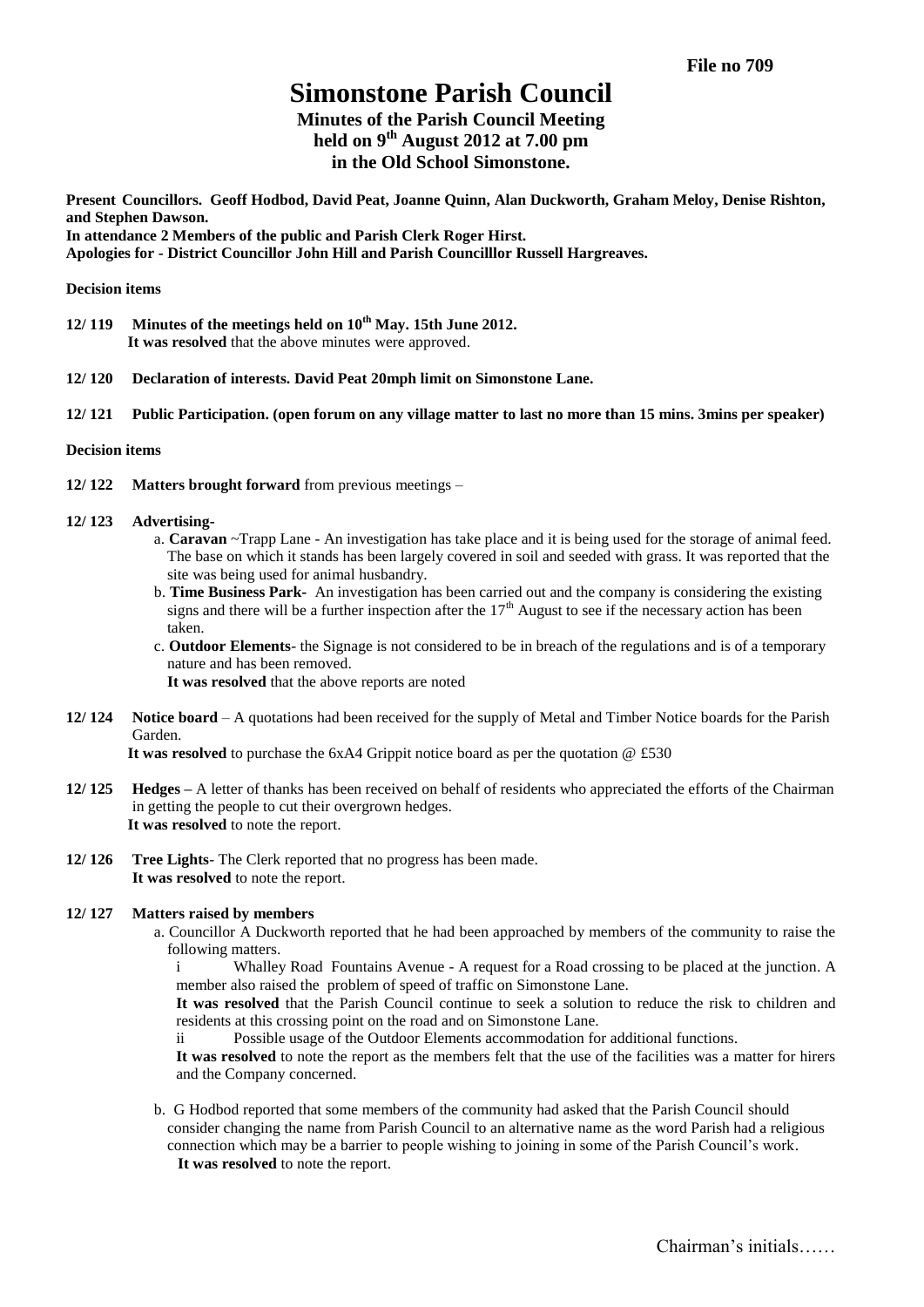File no 709

# Simonstone Parish Council

## Minutes of the Parish Council Meeting held on 9th August 2012 at 7.00 pm in the Old School Simonstone.

**Present Councillors. Geoff Hodbod, David Peat, Joanne Quinn, Alan Duckworth, Graham Meloy, Denise Rishton, and Stephen Dawson.**
**In attendance 2 Members of the public and Parish Clerk Roger Hirst.**
**Apologies for - District Councillor John Hill and Parish Councilllor Russell Hargreaves.**

**Decision items**

**12/ 119 Minutes of the meetings held on 10th May. 15th June 2012.**
**It was resolved** that the above minutes were approved.

**12/ 120 Declaration of interests. David Peat 20mph limit on Simonstone Lane.**

**12/ 121 Public Participation. (open forum on any village matter to last no more than 15 mins. 3mins per speaker)**

**Decision items**

**12/ 122 Matters brought forward** from previous meetings –

**12/ 123 Advertising-**

a. **Caravan** ~Trapp Lane - An investigation has take place and it is being used for the storage of animal feed. The base on which it stands has been largely covered in soil and seeded with grass. It was reported that the site was being used for animal husbandry.

b. **Time Business Park-** An investigation has been carried out and the company is considering the existing signs and there will be a further inspection after the 17th August to see if the necessary action has been taken.

c. **Outdoor Elements**- the Signage is not considered to be in breach of the regulations and is of a temporary nature and has been removed.
**It was resolved** that the above reports are noted

**12/ 124 Notice board** – A quotations had been received for the supply of Metal and Timber Notice boards for the Parish Garden.
**It was resolved** to purchase the 6xA4 Grippit notice board as per the quotation @ £530

**12/ 125 Hedges –** A letter of thanks has been received on behalf of residents who appreciated the efforts of the Chairman in getting the people to cut their overgrown hedges.
**It was resolved** to note the report.

**12/ 126 Tree Lights**- The Clerk reported that no progress has been made.
**It was resolved** to note the report.

**12/ 127 Matters raised by members**

a. Councillor A Duckworth reported that he had been approached by members of the community to raise the following matters.

i Whalley Road Fountains Avenue - A request for a Road crossing to be placed at the junction. A member also raised the problem of speed of traffic on Simonstone Lane.
**It was resolved** that the Parish Council continue to seek a solution to reduce the risk to children and residents at this crossing point on the road and on Simonstone Lane.

ii Possible usage of the Outdoor Elements accommodation for additional functions.
**It was resolved** to note the report as the members felt that the use of the facilities was a matter for hirers and the Company concerned.

b. G Hodbod reported that some members of the community had asked that the Parish Council should consider changing the name from Parish Council to an alternative name as the word Parish had a religious connection which may be a barrier to people wishing to joining in some of the Parish Council's work.
**It was resolved** to note the report.

Chairman's initials……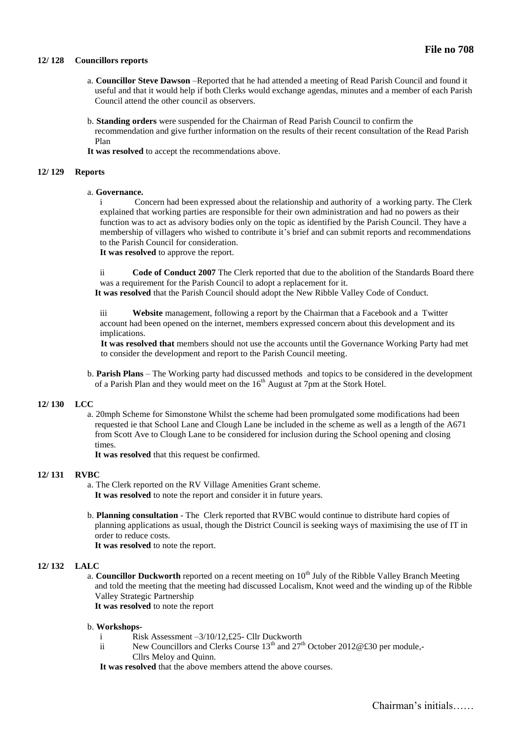**File no 708**

**12/ 128 Councillors reports**

a. **Councillor Steve Dawson** –Reported that he had attended a meeting of Read Parish Council and found it useful and that it would help if both Clerks would exchange agendas, minutes and a member of each Parish Council attend the other council as observers.

b. **Standing orders** were suspended for the Chairman of Read Parish Council to confirm the recommendation and give further information on the results of their recent consultation of the Read Parish Plan

**It was resolved** to accept the recommendations above.

**12/ 129 Reports**

a. **Governance.**

i Concern had been expressed about the relationship and authority of a working party. The Clerk explained that working parties are responsible for their own administration and had no powers as their function was to act as advisory bodies only on the topic as identified by the Parish Council. They have a membership of villagers who wished to contribute it's brief and can submit reports and recommendations to the Parish Council for consideration.

**It was resolved** to approve the report.

ii **Code of Conduct 2007** The Clerk reported that due to the abolition of the Standards Board there was a requirement for the Parish Council to adopt a replacement for it.

**It was resolved** that the Parish Council should adopt the New Ribble Valley Code of Conduct.

iii **Website** management, following a report by the Chairman that a Facebook and a Twitter account had been opened on the internet, members expressed concern about this development and its implications.

**It was resolved that** members should not use the accounts until the Governance Working Party had met to consider the development and report to the Parish Council meeting.

b. **Parish Plans** – The Working party had discussed methods and topics to be considered in the development of a Parish Plan and they would meet on the 16th August at 7pm at the Stork Hotel.

**12/ 130 LCC**

a. 20mph Scheme for Simonstone Whilst the scheme had been promulgated some modifications had been requested ie that School Lane and Clough Lane be included in the scheme as well as a length of the A671 from Scott Ave to Clough Lane to be considered for inclusion during the School opening and closing times.

**It was resolved** that this request be confirmed.

**12/ 131 RVBC**

a. The Clerk reported on the RV Village Amenities Grant scheme.

**It was resolved** to note the report and consider it in future years.

b. **Planning consultation** - The Clerk reported that RVBC would continue to distribute hard copies of planning applications as usual, though the District Council is seeking ways of maximising the use of IT in order to reduce costs.

**It was resolved** to note the report.

**12/ 132 LALC**

a. **Councillor Duckworth** reported on a recent meeting on 10th July of the Ribble Valley Branch Meeting and told the meeting that the meeting had discussed Localism, Knot weed and the winding up of the Ribble Valley Strategic Partnership

**It was resolved** to note the report

b. **Workshops-**

i Risk Assessment –3/10/12,£25- Cllr Duckworth

ii New Councillors and Clerks Course 13th and 27th October 2012@£30 per module,- Cllrs Meloy and Quinn.

**It was resolved** that the above members attend the above courses.

Chairman's initials……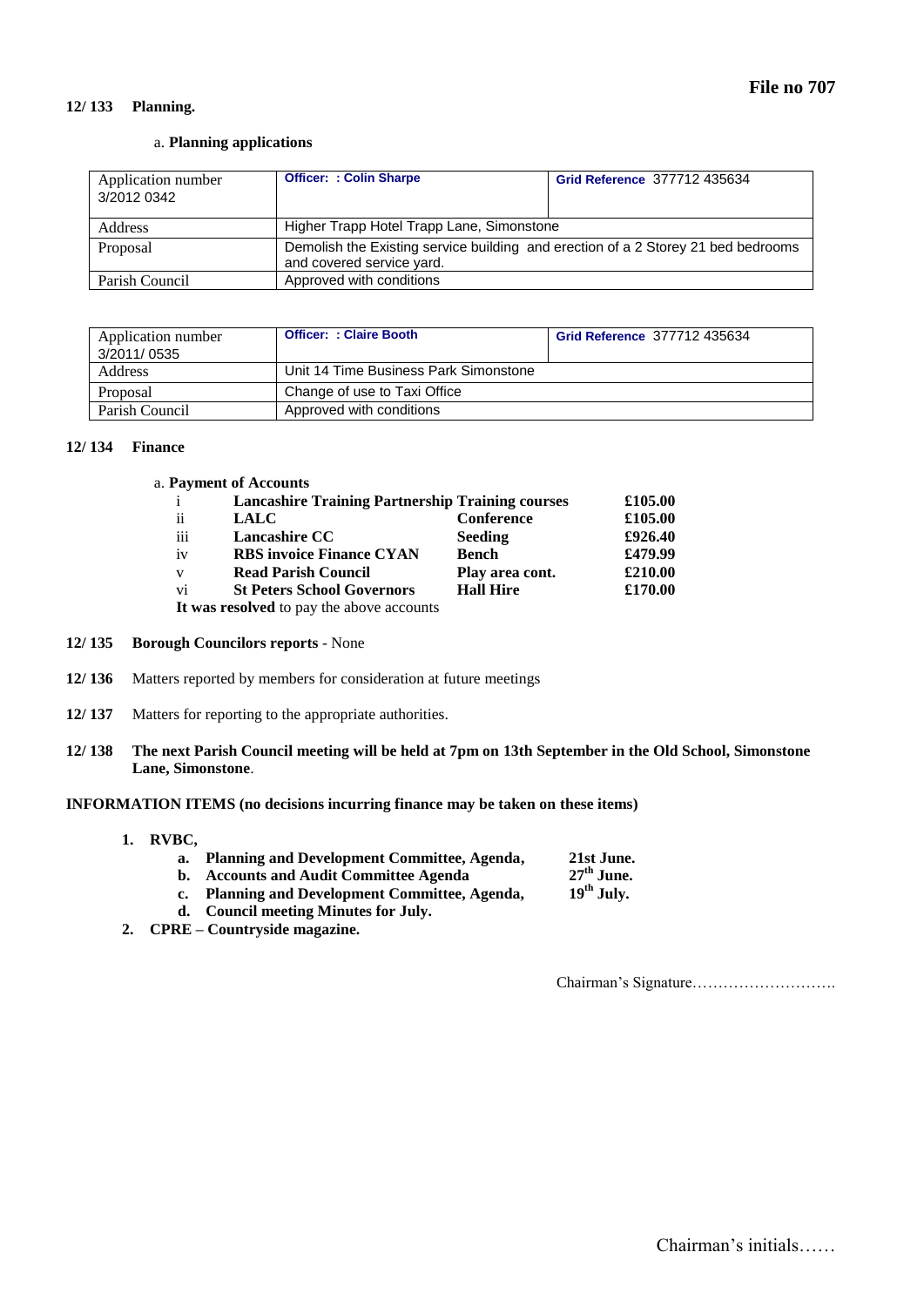**File no 707**

**12/ 133 Planning.**

a. **Planning applications**

| | | |
|---|---|---|
| Application number 3/2012 0342 | **Officer: : Colin Sharpe** | **Grid Reference** 377712 435634 |
| Address | Higher Trapp Hotel Trapp Lane, Simonstone | |
| Proposal | Demolish the Existing service building and erection of a 2 Storey 21 bed bedrooms and covered service yard. | |
| Parish Council | Approved with conditions | |

| | | |
|---|---|---|
| Application number 3/2011/ 0535 | **Officer: : Claire Booth** | **Grid Reference** 377712 435634 |
| Address | Unit 14 Time Business Park Simonstone | |
| Proposal | Change of use to Taxi Office | |
| Parish Council | Approved with conditions | |

**12/ 134 Finance**

a. **Payment of Accounts**

| | | | |
|---|---|---|---|
| i | **Lancashire Training Partnership** | **Training courses** | **£105.00** |
| ii | **LALC** | **Conference** | **£105.00** |
| iii | **Lancashire CC** | **Seeding** | **£926.40** |
| iv | **RBS invoice Finance CYAN** | **Bench** | **£479.99** |
| v | **Read Parish Council** | **Play area cont.** | **£210.00** |
| vi | **St Peters School Governors** | **Hall Hire** | **£170.00** |

**It was resolved** to pay the above accounts

**12/ 135 Borough Councilors reports** - None

**12/ 136** Matters reported by members for consideration at future meetings

**12/ 137** Matters for reporting to the appropriate authorities.

**12/ 138 The next Parish Council meeting will be held at 7pm on 13th September in the Old School, Simonstone Lane, Simonstone**.

**INFORMATION ITEMS (no decisions incurring finance may be taken on these items)**

1. **RVBC,**
   a. **Planning and Development Committee, Agenda, 21st June.**
   b. **Accounts and Audit Committee Agenda 27th June.**
   c. **Planning and Development Committee, Agenda, 19th July.**
   d. **Council meeting Minutes for July.**
2. **CPRE – Countryside magazine.**

Chairman's Signature……………………….

Chairman's initials……